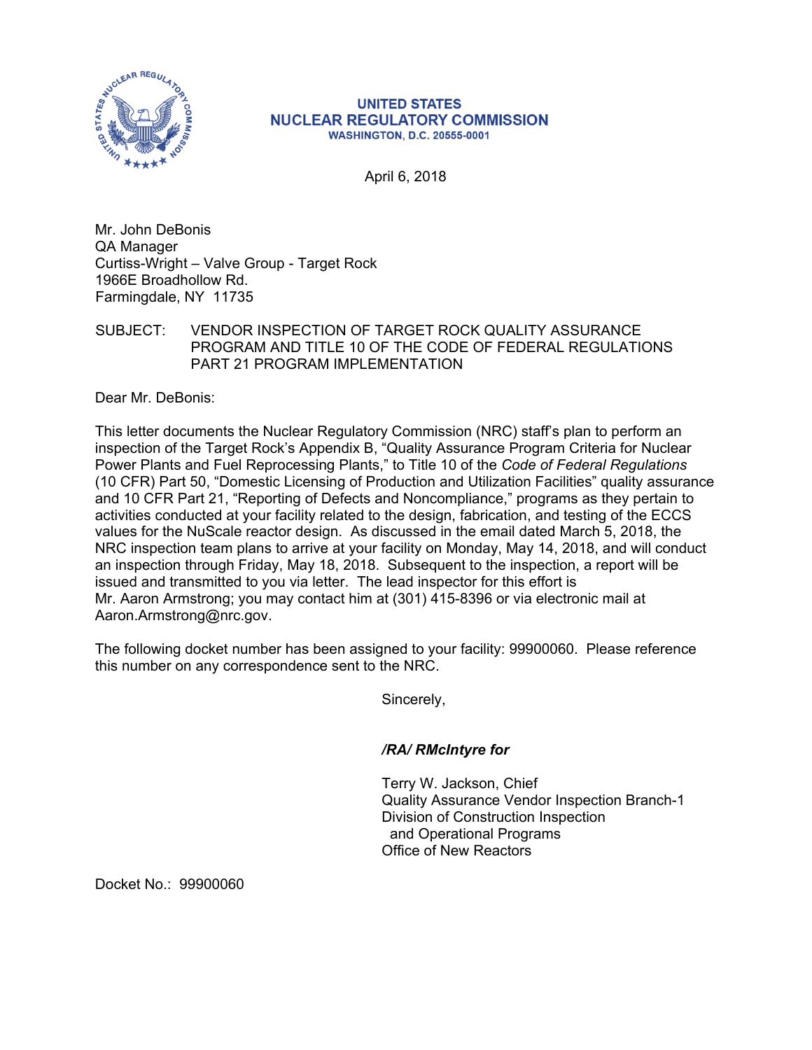UNITED STATES
NUCLEAR REGULATORY COMMISSION
WASHINGTON, D.C. 20555-0001

April 6, 2018

Mr. John DeBonis
QA Manager
Curtiss-Wright – Valve Group - Target Rock
1966E Broadhollow Rd.
Farmingdale, NY 11735

SUBJECT: VENDOR INSPECTION OF TARGET ROCK QUALITY ASSURANCE PROGRAM AND TITLE 10 OF THE CODE OF FEDERAL REGULATIONS PART 21 PROGRAM IMPLEMENTATION

Dear Mr. DeBonis:

This letter documents the Nuclear Regulatory Commission (NRC) staff's plan to perform an inspection of the Target Rock's Appendix B, "Quality Assurance Program Criteria for Nuclear Power Plants and Fuel Reprocessing Plants," to Title 10 of the *Code of Federal Regulations* (10 CFR) Part 50, "Domestic Licensing of Production and Utilization Facilities" quality assurance and 10 CFR Part 21, "Reporting of Defects and Noncompliance," programs as they pertain to activities conducted at your facility related to the design, fabrication, and testing of the ECCS values for the NuScale reactor design. As discussed in the email dated March 5, 2018, the NRC inspection team plans to arrive at your facility on Monday, May 14, 2018, and will conduct an inspection through Friday, May 18, 2018. Subsequent to the inspection, a report will be issued and transmitted to you via letter. The lead inspector for this effort is Mr. Aaron Armstrong; you may contact him at (301) 415-8396 or via electronic mail at Aaron.Armstrong@nrc.gov.

The following docket number has been assigned to your facility: 99900060. Please reference this number on any correspondence sent to the NRC.

Sincerely,

***/RA/ RMcIntyre for***

Terry W. Jackson, Chief
Quality Assurance Vendor Inspection Branch-1
Division of Construction Inspection
and Operational Programs
Office of New Reactors

Docket No.: 99900060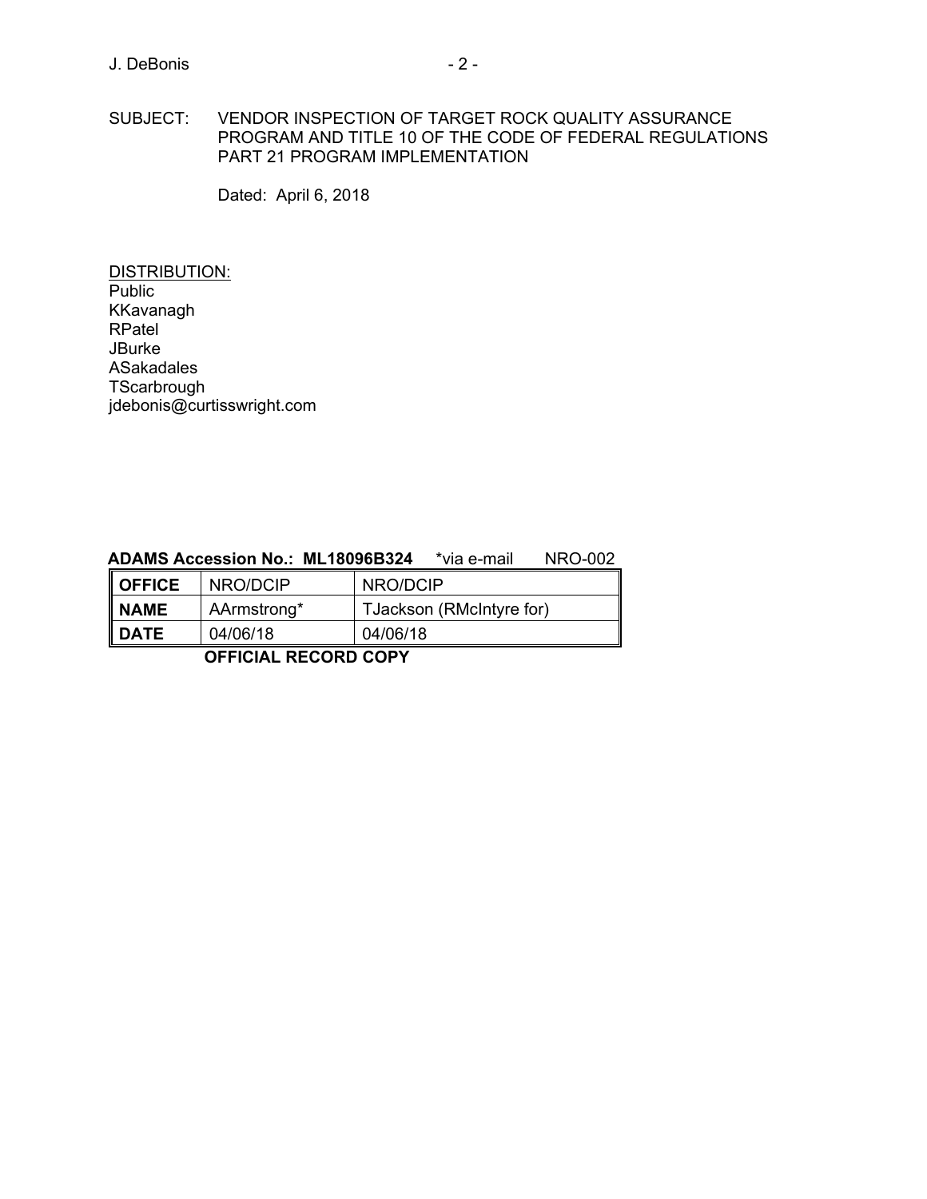SUBJECT: VENDOR INSPECTION OF TARGET ROCK QUALITY ASSURANCE PROGRAM AND TITLE 10 OF THE CODE OF FEDERAL REGULATIONS PART 21 PROGRAM IMPLEMENTATION

Dated: April 6, 2018

DISTRIBUTION:
Public
KKavanagh
RPatel
JBurke
ASakadales
TScarbrough
jdebonis@curtisswright.com

**ADAMS Accession No.: ML18096B324** *via e-mail NRO-002

| | | |
|---|---|---|
| **OFFICE** | NRO/DCIP | NRO/DCIP |
| **NAME** | AArmstrong* | TJackson (RMcIntyre for) |
| **DATE** | 04/06/18 | 04/06/18 |

**OFFICIAL RECORD COPY**